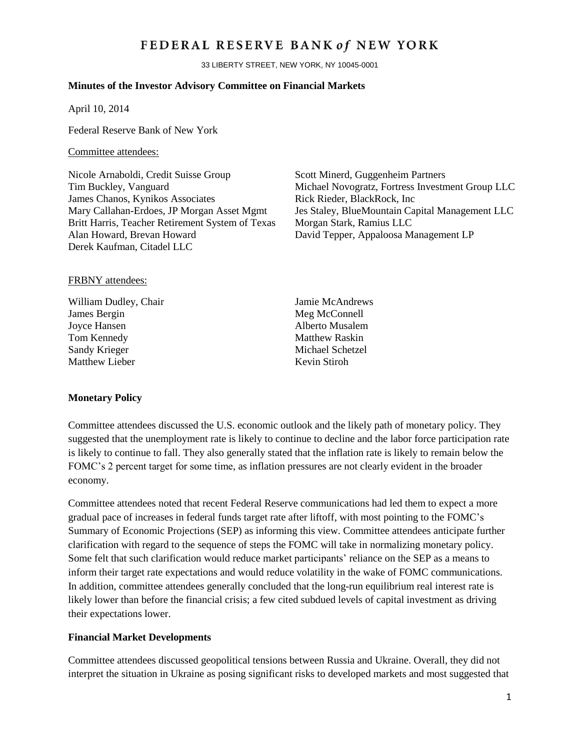# FEDERAL RESERVE BANK *of* NEW YORK

33 LIBERTY STREET, NEW YORK, NY 10045-0001

**Minutes of the Investor Advisory Committee on Financial Markets**

April 10, 2014

Federal Reserve Bank of New York

Committee attendees:

Nicole Arnaboldi, Credit Suisse Group
Tim Buckley, Vanguard
James Chanos, Kynikos Associates
Mary Callahan-Erdoes, JP Morgan Asset Mgmt
Britt Harris, Teacher Retirement System of Texas
Alan Howard, Brevan Howard
Derek Kaufman, Citadel LLC
Scott Minerd, Guggenheim Partners
Michael Novogratz, Fortress Investment Group LLC
Rick Rieder, BlackRock, Inc
Jes Staley, BlueMountain Capital Management LLC
Morgan Stark, Ramius LLC
David Tepper, Appaloosa Management LP

FRBNY attendees:

William Dudley, Chair
James Bergin
Joyce Hansen
Tom Kennedy
Sandy Krieger
Matthew Lieber
Jamie McAndrews
Meg McConnell
Alberto Musalem
Matthew Raskin
Michael Schetzel
Kevin Stiroh

## Monetary Policy

Committee attendees discussed the U.S. economic outlook and the likely path of monetary policy. They suggested that the unemployment rate is likely to continue to decline and the labor force participation rate is likely to continue to fall. They also generally stated that the inflation rate is likely to remain below the FOMC's 2 percent target for some time, as inflation pressures are not clearly evident in the broader economy.

Committee attendees noted that recent Federal Reserve communications had led them to expect a more gradual pace of increases in federal funds target rate after liftoff, with most pointing to the FOMC's Summary of Economic Projections (SEP) as informing this view. Committee attendees anticipate further clarification with regard to the sequence of steps the FOMC will take in normalizing monetary policy. Some felt that such clarification would reduce market participants' reliance on the SEP as a means to inform their target rate expectations and would reduce volatility in the wake of FOMC communications. In addition, committee attendees generally concluded that the long-run equilibrium real interest rate is likely lower than before the financial crisis; a few cited subdued levels of capital investment as driving their expectations lower.

## Financial Market Developments

Committee attendees discussed geopolitical tensions between Russia and Ukraine. Overall, they did not interpret the situation in Ukraine as posing significant risks to developed markets and most suggested that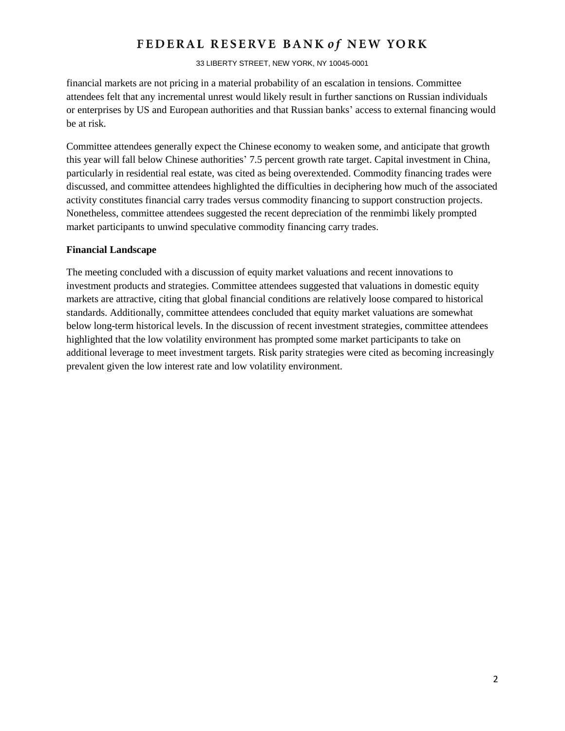financial markets are not pricing in a material probability of an escalation in tensions. Committee attendees felt that any incremental unrest would likely result in further sanctions on Russian individuals or enterprises by US and European authorities and that Russian banks' access to external financing would be at risk.

Committee attendees generally expect the Chinese economy to weaken some, and anticipate that growth this year will fall below Chinese authorities' 7.5 percent growth rate target. Capital investment in China, particularly in residential real estate, was cited as being overextended. Commodity financing trades were discussed, and committee attendees highlighted the difficulties in deciphering how much of the associated activity constitutes financial carry trades versus commodity financing to support construction projects. Nonetheless, committee attendees suggested the recent depreciation of the renmimbi likely prompted market participants to unwind speculative commodity financing carry trades.

**Financial Landscape**

The meeting concluded with a discussion of equity market valuations and recent innovations to investment products and strategies. Committee attendees suggested that valuations in domestic equity markets are attractive, citing that global financial conditions are relatively loose compared to historical standards. Additionally, committee attendees concluded that equity market valuations are somewhat below long-term historical levels. In the discussion of recent investment strategies, committee attendees highlighted that the low volatility environment has prompted some market participants to take on additional leverage to meet investment targets. Risk parity strategies were cited as becoming increasingly prevalent given the low interest rate and low volatility environment.